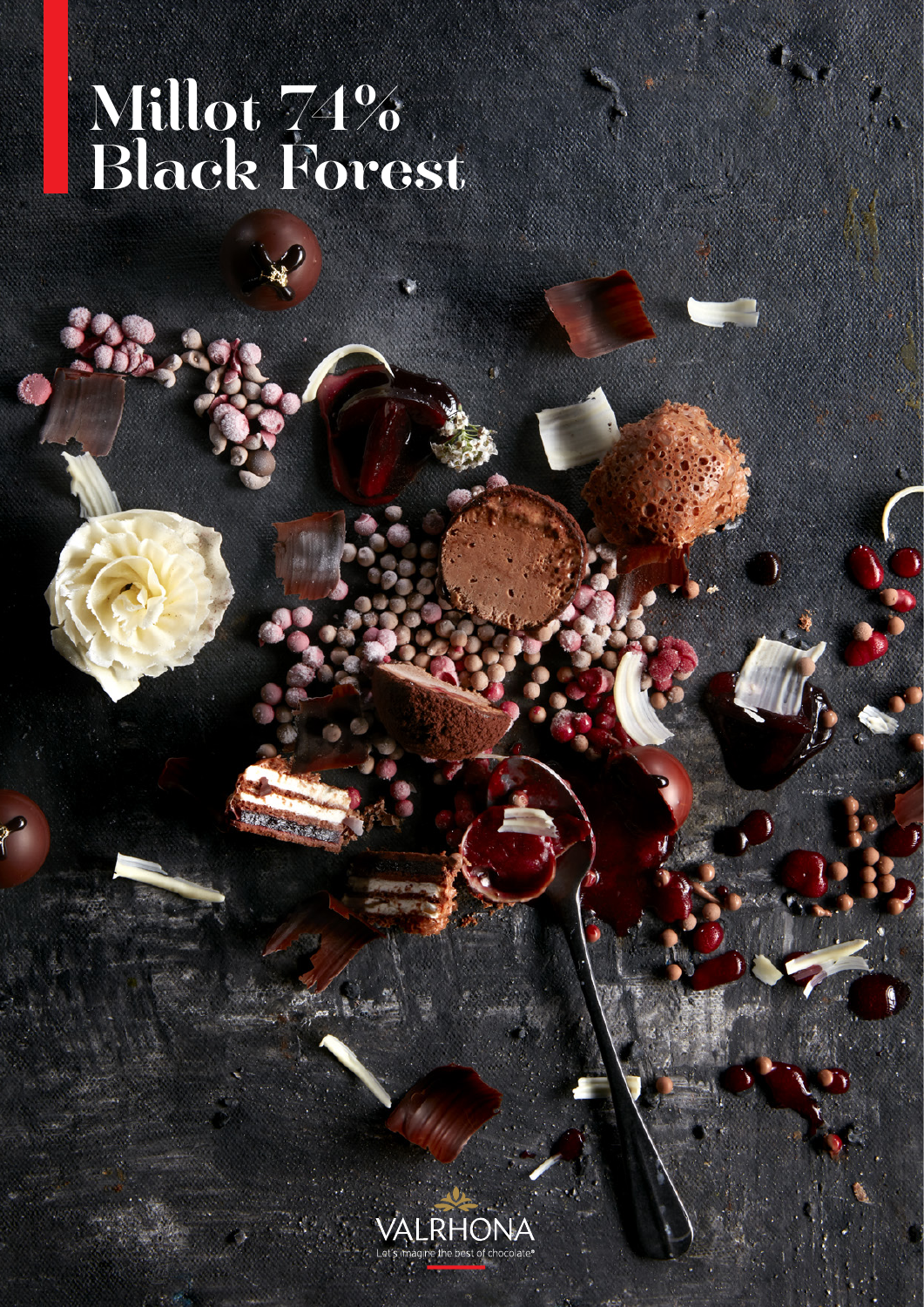# Millot 74% Black Forest

VALRHONA

Let's imagine the best of chocolate®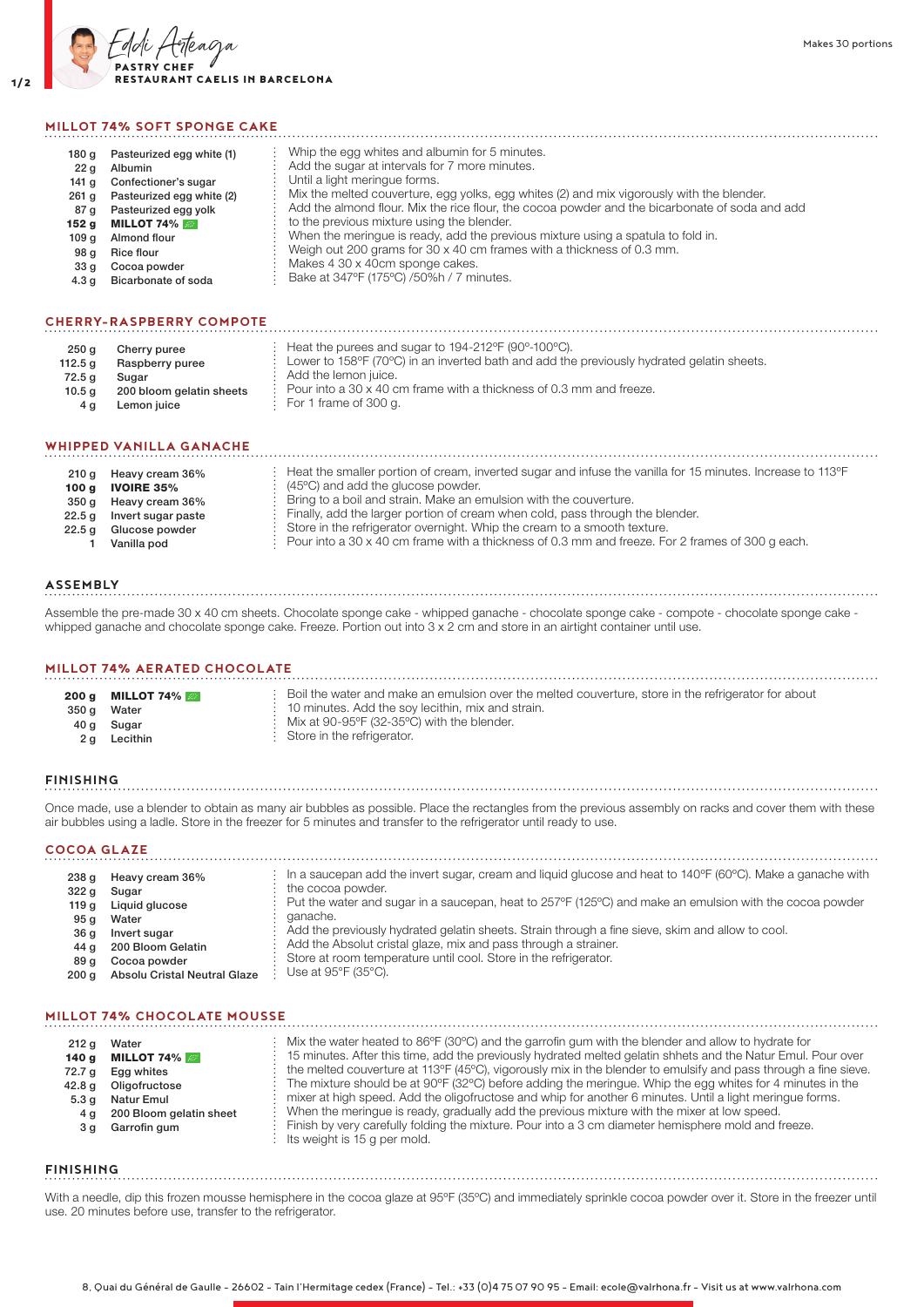Eddi Arteaga
**PASTRY CHEF**
**RESTAURANT CAELIS IN BARCELONA**

Makes 30 portions

## MILLOT 74% SOFT SPONGE CAKE

| | |
|---|---|
| 180 g | Pasteurized egg white (1) |
| 22 g | Albumin |
| 141 g | Confectioner's sugar |
| 261 g | Pasteurized egg white (2) |
| 87 g | Pasteurized egg yolk |
| **152 g** | **MILLOT 74%** |
| 109 g | Almond flour |
| 98 g | Rice flour |
| 33 g | Cocoa powder |
| 4.3 g | Bicarbonate of soda |

Whip the egg whites and albumin for 5 minutes.
Add the sugar at intervals for 7 more minutes.
Until a light meringue forms.
Mix the melted couverture, egg yolks, egg whites (2) and mix vigorously with the blender.
Add the almond flour. Mix the rice flour, the cocoa powder and the bicarbonate of soda and add to the previous mixture using the blender.
When the meringue is ready, add the previous mixture using a spatula to fold in.
Weigh out 200 grams for 30 x 40 cm frames with a thickness of 0.3 mm.
Makes 4 30 x 40cm sponge cakes.
Bake at 347ºF (175ºC) /50%h / 7 minutes.

## CHERRY-RASPBERRY COMPOTE

| | |
|---|---|
| 250 g | Cherry puree |
| 112.5 g | Raspberry puree |
| 72.5 g | Sugar |
| 10.5 g | 200 bloom gelatin sheets |
| 4 g | Lemon juice |

Heat the purees and sugar to 194-212ºF (90º-100ºC).
Lower to 158ºF (70ºC) in an inverted bath and add the previously hydrated gelatin sheets.
Add the lemon juice.
Pour into a 30 x 40 cm frame with a thickness of 0.3 mm and freeze.
For 1 frame of 300 g.

## WHIPPED VANILLA GANACHE

| | |
|---|---|
| 210 g | Heavy cream 36% |
| **100 g** | **IVOIRE 35%** |
| 350 g | Heavy cream 36% |
| 22.5 g | Invert sugar paste |
| 22.5 g | Glucose powder |
| 1 | Vanilla pod |

Heat the smaller portion of cream, inverted sugar and infuse the vanilla for 15 minutes. Increase to 113ºF (45ºC) and add the glucose powder.
Bring to a boil and strain. Make an emulsion with the couverture.
Finally, add the larger portion of cream when cold, pass through the blender.
Store in the refrigerator overnight. Whip the cream to a smooth texture.
Pour into a 30 x 40 cm frame with a thickness of 0.3 mm and freeze. For 2 frames of 300 g each.

## ASSEMBLY

Assemble the pre-made 30 x 40 cm sheets. Chocolate sponge cake - whipped ganache - chocolate sponge cake - compote - chocolate sponge cake - whipped ganache and chocolate sponge cake. Freeze. Portion out into 3 x 2 cm and store in an airtight container until use.

## MILLOT 74% AERATED CHOCOLATE

| | |
|---|---|
| **200 g** | **MILLOT 74%** |
| 350 g | Water |
| 40 g | Sugar |
| 2 g | Lecithin |

Boil the water and make an emulsion over the melted couverture, store in the refrigerator for about 10 minutes. Add the soy lecithin, mix and strain.
Mix at 90-95ºF (32-35ºC) with the blender.
Store in the refrigerator.

## FINISHING

Once made, use a blender to obtain as many air bubbles as possible. Place the rectangles from the previous assembly on racks and cover them with these air bubbles using a ladle. Store in the freezer for 5 minutes and transfer to the refrigerator until ready to use.

## COCOA GLAZE

| | |
|---|---|
| 238 g | Heavy cream 36% |
| 322 g | Sugar |
| 119 g | Liquid glucose |
| 95 g | Water |
| 36 g | Invert sugar |
| 44 g | 200 Bloom Gelatin |
| 89 g | Cocoa powder |
| 200 g | Absolu Cristal Neutral Glaze |

In a saucepan add the invert sugar, cream and liquid glucose and heat to 140ºF (60ºC). Make a ganache with the cocoa powder.
Put the water and sugar in a saucepan, heat to 257ºF (125ºC) and make an emulsion with the cocoa powder ganache.
Add the previously hydrated gelatin sheets. Strain through a fine sieve, skim and allow to cool.
Add the Absolut cristal glaze, mix and pass through a strainer.
Store at room temperature until cool. Store in the refrigerator.
Use at 95ºF (35ºC).

## MILLOT 74% CHOCOLATE MOUSSE

| | |
|---|---|
| 212 g | Water |
| **140 g** | **MILLOT 74%** |
| 72.7 g | Egg whites |
| 42.8 g | Oligofructose |
| 5.3 g | Natur Emul |
| 4 g | 200 Bloom gelatin sheet |
| 3 g | Garrofin gum |

Mix the water heated to 86ºF (30ºC) and the garrofin gum with the blender and allow to hydrate for 15 minutes. After this time, add the previously hydrated melted gelatin shhets and the Natur Emul. Pour over the melted couverture at 113ºF (45ºC), vigorously mix in the blender to emulsify and pass through a fine sieve. The mixture should be at 90ºF (32ºC) before adding the meringue. Whip the egg whites for 4 minutes in the mixer at high speed. Add the oligofructose and whip for another 6 minutes. Until a light meringue forms.
When the meringue is ready, gradually add the previous mixture with the mixer at low speed.
Finish by very carefully folding the mixture. Pour into a 3 cm diameter hemisphere mold and freeze.
Its weight is 15 g per mold.

## FINISHING

With a needle, dip this frozen mousse hemisphere in the cocoa glaze at 95ºF (35ºC) and immediately sprinkle cocoa powder over it. Store in the freezer until use. 20 minutes before use, transfer to the refrigerator.

8, Quai du Général de Gaulle - 26602 - Tain l'Hermitage cedex (France) - Tel.: +33 (0)4 75 07 90 95 - Email: ecole@valrhona.fr - Visit us at www.valrhona.com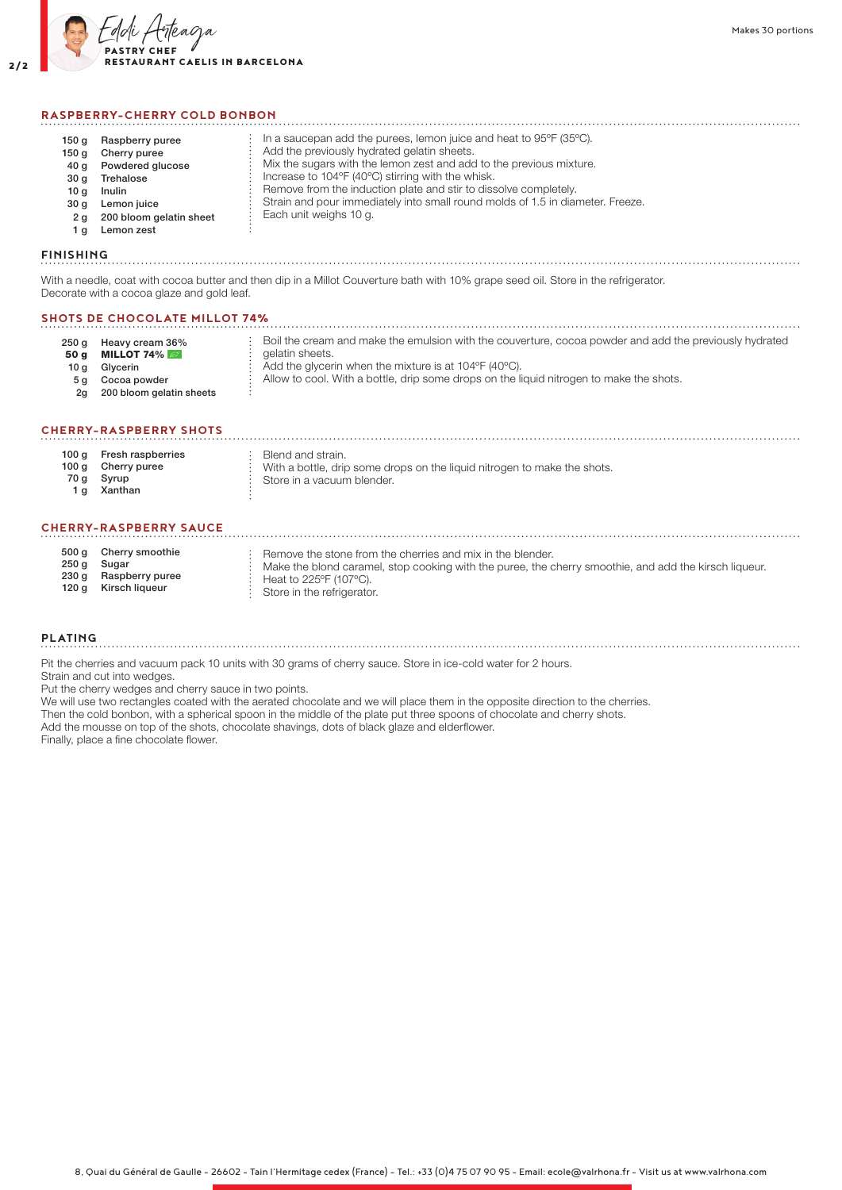Eddi Arteaga
PASTRY CHEF
RESTAURANT CAELIS IN BARCELONA

Makes 30 portions

## RASPBERRY-CHERRY COLD BONBON

| | | |
|---|---|---|
| 150 g | Raspberry puree | In a saucepan add the purees, lemon juice and heat to 95ºF (35ºC). |
| 150 g | Cherry puree | Add the previously hydrated gelatin sheets. |
| 40 g | Powdered glucose | Mix the sugars with the lemon zest and add to the previous mixture. |
| 30 g | Trehalose | Increase to 104ºF (40ºC) stirring with the whisk. |
| 10 g | Inulin | Remove from the induction plate and stir to dissolve completely. |
| 30 g | Lemon juice | Strain and pour immediately into small round molds of 1.5 in diameter. Freeze. |
| 2 g | 200 bloom gelatin sheet | Each unit weighs 10 g. |
| 1 g | Lemon zest | |

## FINISHING

With a needle, coat with cocoa butter and then dip in a Millot Couverture bath with 10% grape seed oil. Store in the refrigerator.
Decorate with a cocoa glaze and gold leaf.

## SHOTS DE CHOCOLATE MILLOT 74%

| | | |
|---|---|---|
| 250 g | Heavy cream 36% | Boil the cream and make the emulsion with the couverture, cocoa powder and add the previously hydrated gelatin sheets. |
| **50 g** | **MILLOT 74%** | Add the glycerin when the mixture is at 104ºF (40ºC). |
| 10 g | Glycerin | Allow to cool. With a bottle, drip some drops on the liquid nitrogen to make the shots. |
| 5 g | Cocoa powder | |
| 2g | 200 bloom gelatin sheets | |

## CHERRY-RASPBERRY SHOTS

| | | |
|---|---|---|
| 100 g | Fresh raspberries | Blend and strain. |
| 100 g | Cherry puree | With a bottle, drip some drops on the liquid nitrogen to make the shots. |
| 70 g | Syrup | Store in a vacuum blender. |
| 1 g | Xanthan | |

## CHERRY-RASPBERRY SAUCE

| | | |
|---|---|---|
| 500 g | Cherry smoothie | Remove the stone from the cherries and mix in the blender. |
| 250 g | Sugar | Make the blond caramel, stop cooking with the puree, the cherry smoothie, and add the kirsch liqueur. |
| 230 g | Raspberry puree | Heat to 225ºF (107ºC). |
| 120 g | Kirsch liqueur | Store in the refrigerator. |

## PLATING

Pit the cherries and vacuum pack 10 units with 30 grams of cherry sauce. Store in ice-cold water for 2 hours.
Strain and cut into wedges.
Put the cherry wedges and cherry sauce in two points.
We will use two rectangles coated with the aerated chocolate and we will place them in the opposite direction to the cherries.
Then the cold bonbon, with a spherical spoon in the middle of the plate put three spoons of chocolate and cherry shots.
Add the mousse on top of the shots, chocolate shavings, dots of black glaze and elderflower.
Finally, place a fine chocolate flower.

8, Quai du Général de Gaulle - 26602 - Tain l'Hermitage cedex (France) - Tel.: +33 (0)4 75 07 90 95 - Email: ecole@valrhona.fr - Visit us at www.valrhona.com